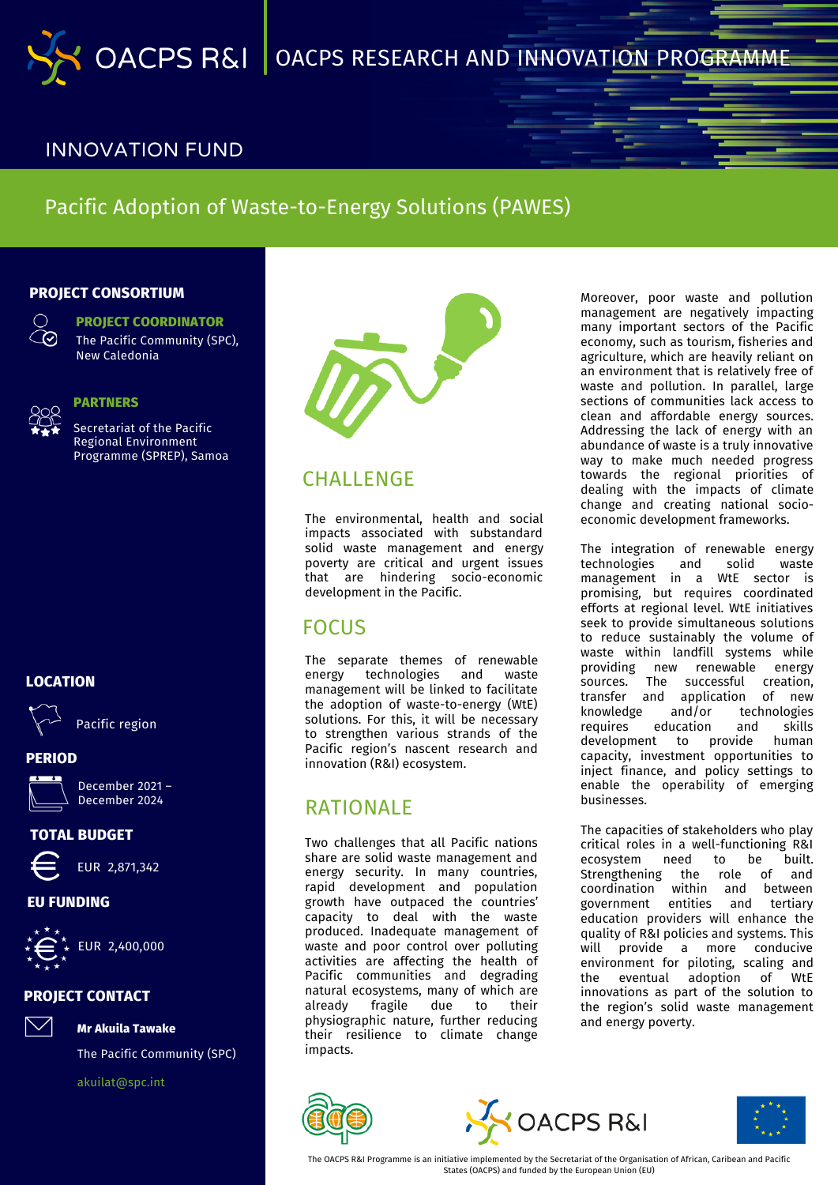OACPS R&I | OACPS RESEARCH AND INNOVATION PROGRAMME

INNOVATION FUND

# Pacific Adoption of Waste-to-Energy Solutions (PAWES)

## PROJECT CONSORTIUM

**PROJECT COORDINATOR**

The Pacific Community (SPC), New Caledonia

**PARTNERS**

Secretariat of the Pacific Regional Environment Programme (SPREP), Samoa

## LOCATION

Pacific region

## PERIOD

December 2021 – December 2024

## TOTAL BUDGET

EUR 2,871,342

## EU FUNDING

EUR 2,400,000

## PROJECT CONTACT

**Mr Akuila Tawake**

The Pacific Community (SPC)

akuilat@spc.int

## CHALLENGE

The environmental, health and social impacts associated with substandard solid waste management and energy poverty are critical and urgent issues that are hindering socio-economic development in the Pacific.

## FOCUS

The separate themes of renewable energy technologies and waste management will be linked to facilitate the adoption of waste-to-energy (WtE) solutions. For this, it will be necessary to strengthen various strands of the Pacific region's nascent research and innovation (R&I) ecosystem.

## RATIONALE

Two challenges that all Pacific nations share are solid waste management and energy security. In many countries, rapid development and population growth have outpaced the countries' capacity to deal with the waste produced. Inadequate management of waste and poor control over polluting activities are affecting the health of Pacific communities and degrading natural ecosystems, many of which are already fragile due to their physiographic nature, further reducing their resilience to climate change impacts.

Moreover, poor waste and pollution management are negatively impacting many important sectors of the Pacific economy, such as tourism, fisheries and agriculture, which are heavily reliant on an environment that is relatively free of waste and pollution. In parallel, large sections of communities lack access to clean and affordable energy sources. Addressing the lack of energy with an abundance of waste is a truly innovative way to make much needed progress towards the regional priorities of dealing with the impacts of climate change and creating national socio-economic development frameworks.

The integration of renewable energy technologies and solid waste management in a WtE sector is promising, but requires coordinated efforts at regional level. WtE initiatives seek to provide simultaneous solutions to reduce sustainably the volume of waste within landfill systems while providing new renewable energy sources. The successful creation, transfer and application of new knowledge and/or technologies requires education and skills development to provide human capacity, investment opportunities to inject finance, and policy settings to enable the operability of emerging businesses.

The capacities of stakeholders who play critical roles in a well-functioning R&I ecosystem need to be built. Strengthening the role of and coordination within and between government entities and tertiary education providers will enhance the quality of R&I policies and systems. This will provide a more conducive environment for piloting, scaling and the eventual adoption of WtE innovations as part of the solution to the region's solid waste management and energy poverty.

The OACPS R&I Programme is an initiative implemented by the Secretariat of the Organisation of African, Caribean and Pacific States (OACPS) and funded by the European Union (EU)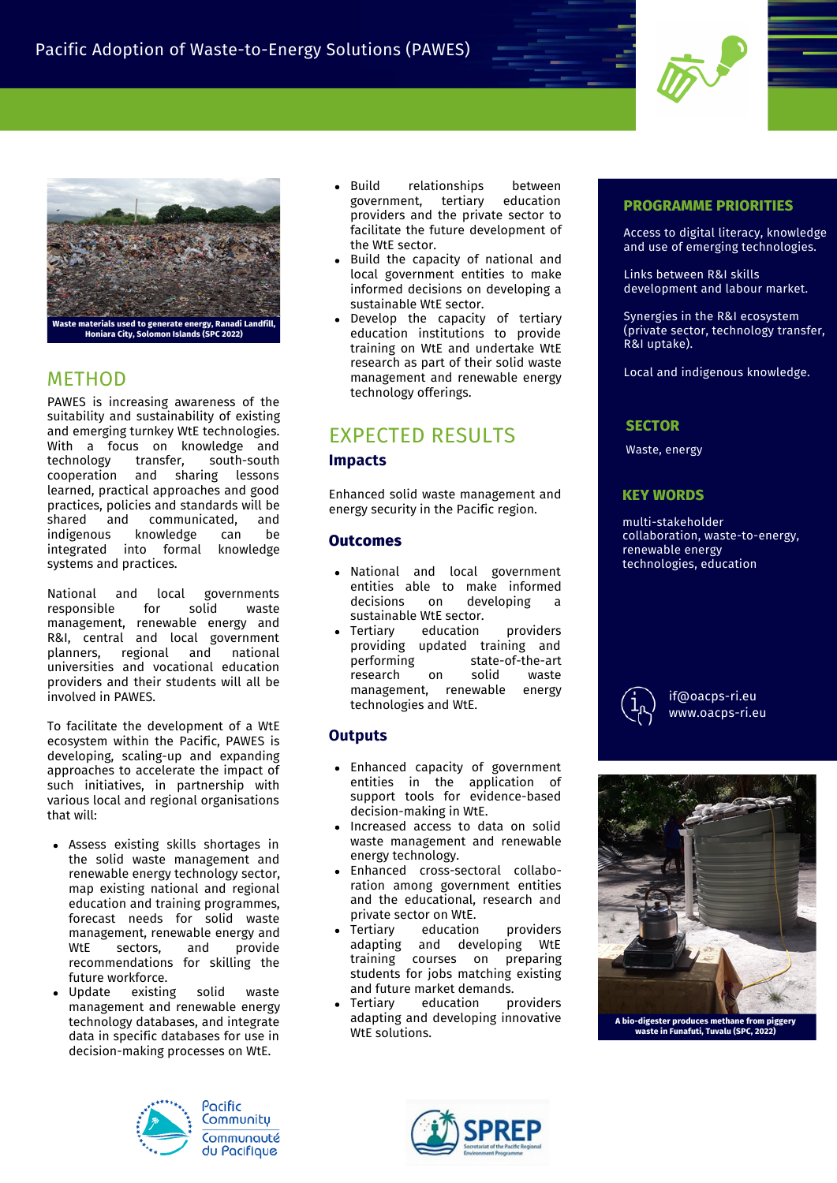# Pacific Adoption of Waste-to-Energy Solutions (PAWES)

Waste materials used to generate energy, Ranadi Landfill, Honiara City, Solomon Islands (SPC 2022)

## METHOD

PAWES is increasing awareness of the suitability and sustainability of existing and emerging turnkey WtE technologies. With a focus on knowledge and technology transfer, south-south cooperation and sharing lessons learned, practical approaches and good practices, policies and standards will be shared and communicated, and indigenous knowledge can be integrated into formal knowledge systems and practices.

National and local governments responsible for solid waste management, renewable energy and R&I, central and local government planners, regional and national universities and vocational education providers and their students will all be involved in PAWES.

To facilitate the development of a WtE ecosystem within the Pacific, PAWES is developing, scaling-up and expanding approaches to accelerate the impact of such initiatives, in partnership with various local and regional organisations that will:

- Assess existing skills shortages in the solid waste management and renewable energy technology sector, map existing national and regional education and training programmes, forecast needs for solid waste management, renewable energy and WtE sectors, and provide recommendations for skilling the future workforce.
- Update existing solid waste management and renewable energy technology databases, and integrate data in specific databases for use in decision-making processes on WtE.
- Build relationships between government, tertiary education providers and the private sector to facilitate the future development of the WtE sector.
- Build the capacity of national and local government entities to make informed decisions on developing a sustainable WtE sector.
- Develop the capacity of tertiary education institutions to provide training on WtE and undertake WtE research as part of their solid waste management and renewable energy technology offerings.

## EXPECTED RESULTS

### Impacts

Enhanced solid waste management and energy security in the Pacific region.

### Outcomes

- National and local government entities able to make informed decisions on developing a sustainable WtE sector.
- Tertiary education providers providing updated training and performing state-of-the-art research on solid waste management, renewable energy technologies and WtE.

### Outputs

- Enhanced capacity of government entities in the application of support tools for evidence-based decision-making in WtE.
- Increased access to data on solid waste management and renewable energy technology.
- Enhanced cross-sectoral collaboration among government entities and the educational, research and private sector on WtE.
- Tertiary education providers adapting and developing WtE training courses on preparing students for jobs matching existing and future market demands.
- Tertiary education providers adapting and developing innovative WtE solutions.

## PROGRAMME PRIORITIES

Access to digital literacy, knowledge and use of emerging technologies.

Links between R&I skills development and labour market.

Synergies in the R&I ecosystem (private sector, technology transfer, R&I uptake).

Local and indigenous knowledge.

## SECTOR

Waste, energy

## KEY WORDS

multi-stakeholder collaboration, waste-to-energy, renewable energy technologies, education

if@oacps-ri.eu
www.oacps-ri.eu

A bio-digester produces methane from piggery waste in Funafuti, Tuvalu (SPC, 2022)

Pacific Community
Communauté du Pacifique

SPREP
Secretariat of the Pacific Regional Environment Programme